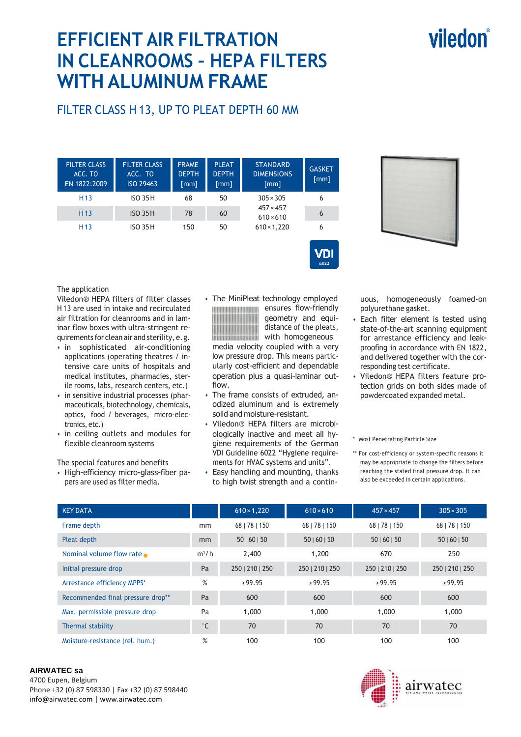# EFFICIENT AIR FILTRATION IN CLEANROOMS – HEPA FILTERS WITH ALUMINUM FRAME

## FILTER CLASS H 13, UP TO PLEAT DEPTH 60 MM

| FILTER CLASS ACC. TO EN 1822:2009 | FILTER CLASS ACC. TO ISO 29463 | FRAME DEPTH [mm] | PLEAT DEPTH [mm] | STANDARD DIMENSIONS [mm] | GASKET [mm] |
|---|---|---|---|---|---|
| H13 | ISO 35H | 68 | 50 | 305×305 | 6 |
| H13 | ISO 35H | 78 | 60 | 457×457<br>610×610 | 6 |
| H13 | ISO 35H | 150 | 50 | 610×1,220 | 6 |

VDI 6022

The application

Viledon® HEPA filters of filter classes H 13 are used in intake and recirculated air filtration for cleanrooms and in laminar flow boxes with ultra-stringent requirements for clean air and sterility, e. g.

- in sophisticated air-conditioning applications (operating theatres / intensive care units of hospitals and medical institutes, pharmacies, sterile rooms, labs, research centers, etc.)
- in sensitive industrial processes (pharmaceuticals, biotechnology, chemicals, optics, food / beverages, micro-electronics, etc.)
- in ceiling outlets and modules for flexible cleanroom systems

The special features and benefits

- High-efficiency micro-glass-fiber papers are used as filter media.
- The MiniPleat technology employed ensures flow-friendly geometry and equidistance of the pleats, with homogeneous media velocity coupled with a very low pressure drop. This means particularly cost-efficient and dependable operation plus a quasi-laminar outflow.
- The frame consists of extruded, anodized aluminum and is extremely solid and moisture-resistant.
- Viledon® HEPA filters are microbiologically inactive and meet all hygiene requirements of the German VDI Guideline 6022 "Hygiene requirements for HVAC systems and units".
- Easy handling and mounting, thanks to high twist strength and a continuous, homogeneously foamed-on polyurethane gasket.
- Each filter element is tested using state-of-the-art scanning equipment for arrestance efficiency and leak-proofing in accordance with EN 1822, and delivered together with the corresponding test certificate.
- Viledon® HEPA filters feature protection grids on both sides made of powdercoated expanded metal.

\* Most Penetrating Particle Size

\*\* For cost-efficiency or system-specific reasons it may be appropriate to change the filters before reaching the stated final pressure drop. It can also be exceeded in certain applications.

| KEY DATA | | 610×1,220 | 610×610 | 457×457 | 305×305 |
|---|---|---|---|---|---|
| Frame depth | mm | 68 \| 78 \| 150 | 68 \| 78 \| 150 | 68 \| 78 \| 150 | 68 \| 78 \| 150 |
| Pleat depth | mm | 50 \| 60 \| 50 | 50 \| 60 \| 50 | 50 \| 60 \| 50 | 50 \| 60 \| 50 |
| Nominal volume flow rate ● | m³/h | 2,400 | 1,200 | 670 | 250 |
| Initial pressure drop | Pa | 250 \| 210 \| 250 | 250 \| 210 \| 250 | 250 \| 210 \| 250 | 250 \| 210 \| 250 |
| Arrestance efficiency MPPS* | % | ≥ 99.95 | ≥ 99.95 | ≥ 99.95 | ≥ 99.95 |
| Recommended final pressure drop** | Pa | 600 | 600 | 600 | 600 |
| Max. permissible pressure drop | Pa | 1,000 | 1,000 | 1,000 | 1,000 |
| Thermal stability | °C | 70 | 70 | 70 | 70 |
| Moisture-resistance (rel. hum.) | % | 100 | 100 | 100 | 100 |

**AIRWATEC sa**
4700 Eupen, Belgium
Phone +32 (0) 87 598330 | Fax +32 (0) 87 598440
info@airwatec.com | www.airwatec.com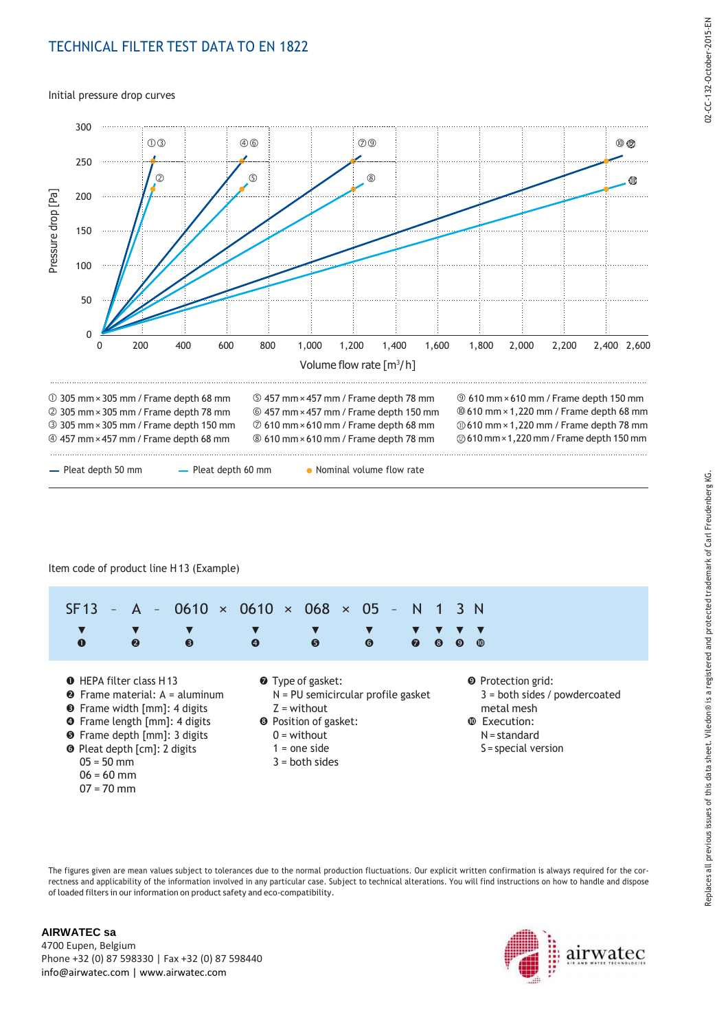## TECHNICAL FILTER TEST DATA TO EN 1822

Initial pressure drop curves

Pressure drop [Pa]

300
250
200
150
100
50
0

0 200 400 600 800 1,000 1,200 1,400 1,600 1,800 2,000 2,200 2,400 2,600

Volume flow rate [m³/h]

①③ ② ④⑥ ⑤ ⑦⑨ ⑧ ⑩⑫ ⑪

① 305 mm × 305 mm / Frame depth 68 mm
② 305 mm × 305 mm / Frame depth 78 mm
③ 305 mm × 305 mm / Frame depth 150 mm
④ 457 mm × 457 mm / Frame depth 68 mm
⑤ 457 mm × 457 mm / Frame depth 78 mm
⑥ 457 mm × 457 mm / Frame depth 150 mm
⑦ 610 mm × 610 mm / Frame depth 68 mm
⑧ 610 mm × 610 mm / Frame depth 78 mm
⑨ 610 mm × 610 mm / Frame depth 150 mm
⑩ 610 mm × 1,220 mm / Frame depth 68 mm
⑪ 610 mm × 1,220 mm / Frame depth 78 mm
⑫ 610 mm × 1,220 mm / Frame depth 150 mm

— Pleat depth 50 mm — Pleat depth 60 mm ● Nominal volume flow rate

Item code of product line H 13 (Example)

SF13 – A – 0610 × 0610 × 068 × 05 – N 1 3 N

❶ ❷ ❸ ❹ ❺ ❻ ❼ ❽ ❾ ❿

❶ HEPA filter class H 13
❷ Frame material: A = aluminum
❸ Frame width [mm]: 4 digits
❹ Frame length [mm]: 4 digits
❺ Frame depth [mm]: 3 digits
❻ Pleat depth [cm]: 2 digits
  05 = 50 mm
  06 = 60 mm
  07 = 70 mm

❼ Type of gasket:
  N = PU semicircular profile gasket
  Z = without
❽ Position of gasket:
  0 = without
  1 = one side
  3 = both sides

❾ Protection grid:
  3 = both sides / powdercoated metal mesh
❿ Execution:
  N = standard
  S = special version

The figures given are mean values subject to tolerances due to the normal production fluctuations. Our explicit written confirmation is always required for the correctness and applicability of the information involved in any particular case. Subject to technical alterations. You will find instructions on how to handle and dispose of loaded filters in our information on product safety and eco-compatibility.

**AIRWATEC sa**
4700 Eupen, Belgium
Phone +32 (0) 87 598330 | Fax +32 (0) 87 598440
info@airwatec.com | www.airwatec.com

airwatec
AIR AND WATER TECHNOLOGIES

02-CC-132-October-2015-EN

Replaces all previous issues of this data sheet. Viledon® is a registered and protected trademark of Carl Freudenberg KG.